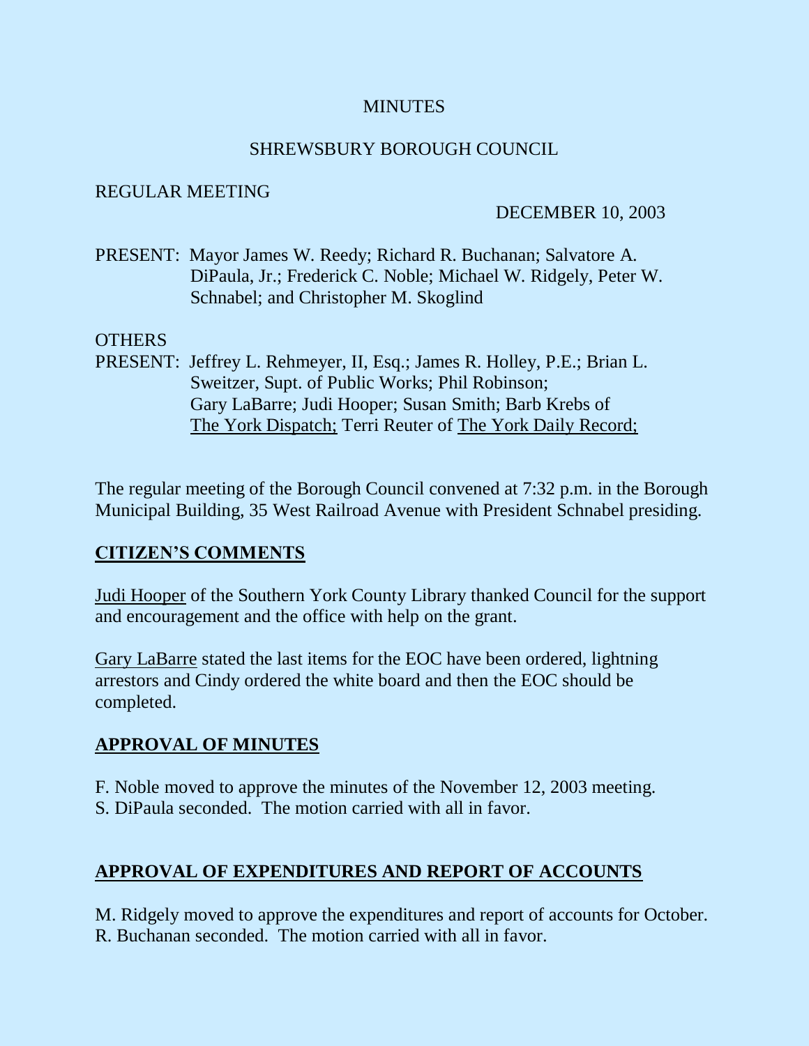MINUTES

SHREWSBURY BOROUGH COUNCIL

REGULAR MEETING

DECEMBER 10, 2003

PRESENT: Mayor James W. Reedy; Richard R. Buchanan; Salvatore A. DiPaula, Jr.; Frederick C. Noble; Michael W. Ridgely, Peter W. Schnabel; and Christopher M. Skoglind

OTHERS PRESENT: Jeffrey L. Rehmeyer, II, Esq.; James R. Holley, P.E.; Brian L. Sweitzer, Supt. of Public Works; Phil Robinson; Gary LaBarre; Judi Hooper; Susan Smith; Barb Krebs of The York Dispatch; Terri Reuter of The York Daily Record;

The regular meeting of the Borough Council convened at 7:32 p.m. in the Borough Municipal Building, 35 West Railroad Avenue with President Schnabel presiding.

## CITIZEN'S COMMENTS

Judi Hooper of the Southern York County Library thanked Council for the support and encouragement and the office with help on the grant.

Gary LaBarre stated the last items for the EOC have been ordered, lightning arrestors and Cindy ordered the white board and then the EOC should be completed.

## APPROVAL OF MINUTES

F. Noble moved to approve the minutes of the November 12, 2003 meeting.
S. DiPaula seconded. The motion carried with all in favor.

## APPROVAL OF EXPENDITURES AND REPORT OF ACCOUNTS

M. Ridgely moved to approve the expenditures and report of accounts for October.
R. Buchanan seconded. The motion carried with all in favor.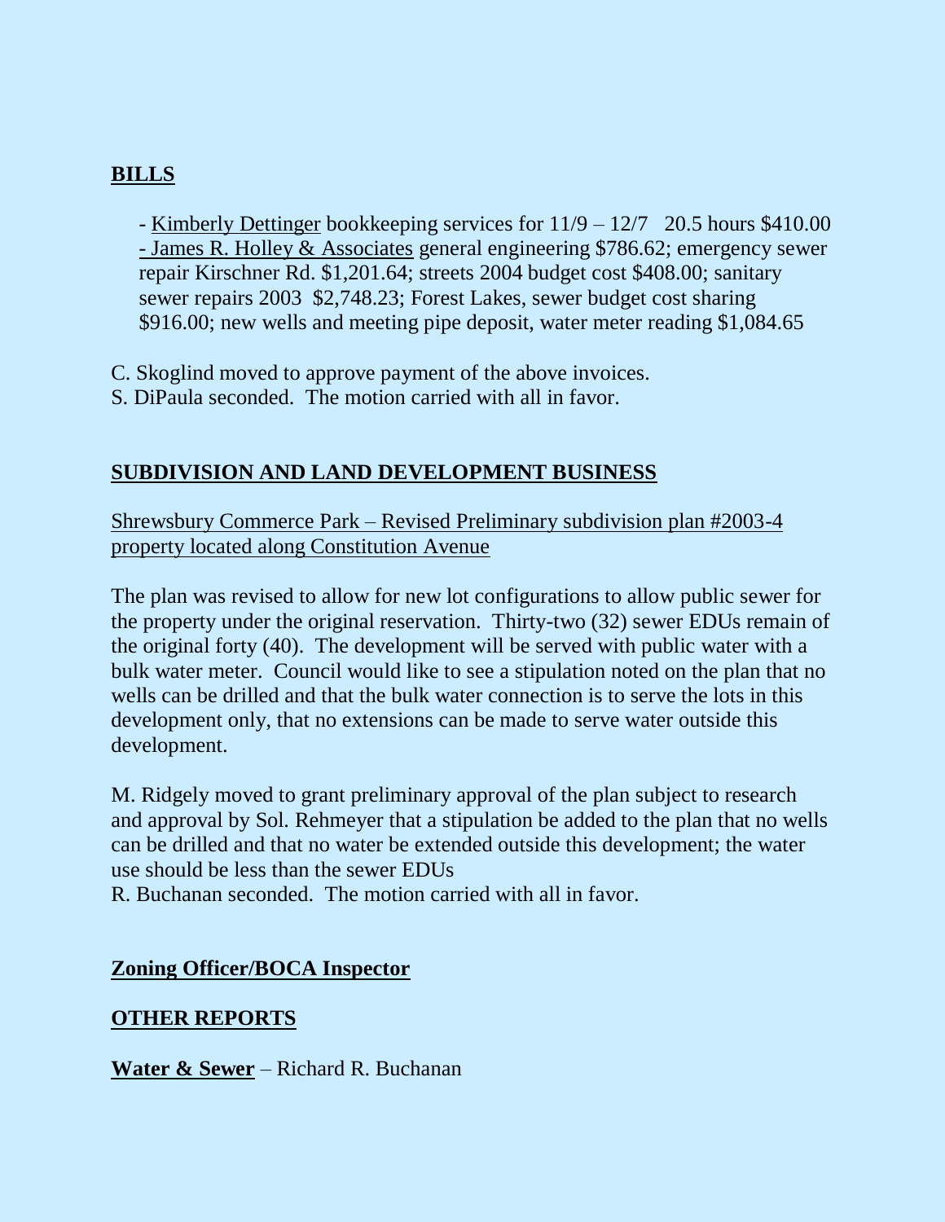## BILLS

- Kimberly Dettinger bookkeeping services for 11/9 – 12/7 20.5 hours $410.00
- James R. Holley & Associates general engineering $786.62; emergency sewer repair Kirschner Rd. $1,201.64; streets 2004 budget cost $408.00; sanitary sewer repairs 2003 $2,748.23; Forest Lakes, sewer budget cost sharing $916.00; new wells and meeting pipe deposit, water meter reading $1,084.65

C. Skoglind moved to approve payment of the above invoices.
S. DiPaula seconded. The motion carried with all in favor.

## SUBDIVISION AND LAND DEVELOPMENT BUSINESS

Shrewsbury Commerce Park – Revised Preliminary subdivision plan #2003-4 property located along Constitution Avenue

The plan was revised to allow for new lot configurations to allow public sewer for the property under the original reservation. Thirty-two (32) sewer EDUs remain of the original forty (40). The development will be served with public water with a bulk water meter. Council would like to see a stipulation noted on the plan that no wells can be drilled and that the bulk water connection is to serve the lots in this development only, that no extensions can be made to serve water outside this development.

M. Ridgely moved to grant preliminary approval of the plan subject to research and approval by Sol. Rehmeyer that a stipulation be added to the plan that no wells can be drilled and that no water be extended outside this development; the water use should be less than the sewer EDUs
R. Buchanan seconded. The motion carried with all in favor.

## Zoning Officer/BOCA Inspector

## OTHER REPORTS

**Water & Sewer** – Richard R. Buchanan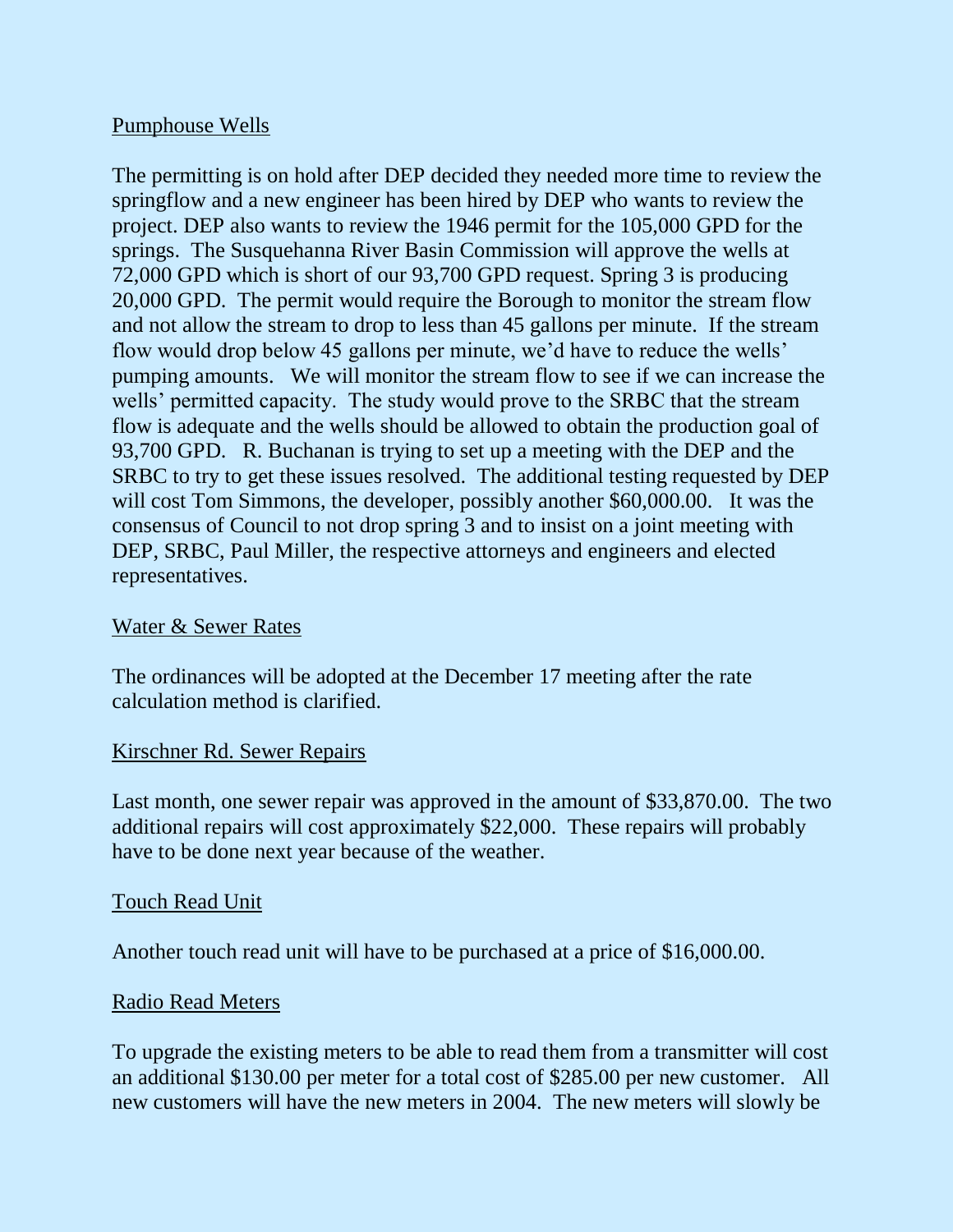Pumphouse Wells

The permitting is on hold after DEP decided they needed more time to review the springflow and a new engineer has been hired by DEP who wants to review the project. DEP also wants to review the 1946 permit for the 105,000 GPD for the springs. The Susquehanna River Basin Commission will approve the wells at 72,000 GPD which is short of our 93,700 GPD request. Spring 3 is producing 20,000 GPD. The permit would require the Borough to monitor the stream flow and not allow the stream to drop to less than 45 gallons per minute. If the stream flow would drop below 45 gallons per minute, we'd have to reduce the wells' pumping amounts. We will monitor the stream flow to see if we can increase the wells' permitted capacity. The study would prove to the SRBC that the stream flow is adequate and the wells should be allowed to obtain the production goal of 93,700 GPD. R. Buchanan is trying to set up a meeting with the DEP and the SRBC to try to get these issues resolved. The additional testing requested by DEP will cost Tom Simmons, the developer, possibly another $60,000.00. It was the consensus of Council to not drop spring 3 and to insist on a joint meeting with DEP, SRBC, Paul Miller, the respective attorneys and engineers and elected representatives.

Water & Sewer Rates

The ordinances will be adopted at the December 17 meeting after the rate calculation method is clarified.

Kirschner Rd. Sewer Repairs

Last month, one sewer repair was approved in the amount of $33,870.00. The two additional repairs will cost approximately $22,000. These repairs will probably have to be done next year because of the weather.

Touch Read Unit

Another touch read unit will have to be purchased at a price of $16,000.00.

Radio Read Meters

To upgrade the existing meters to be able to read them from a transmitter will cost an additional $130.00 per meter for a total cost of $285.00 per new customer. All new customers will have the new meters in 2004. The new meters will slowly be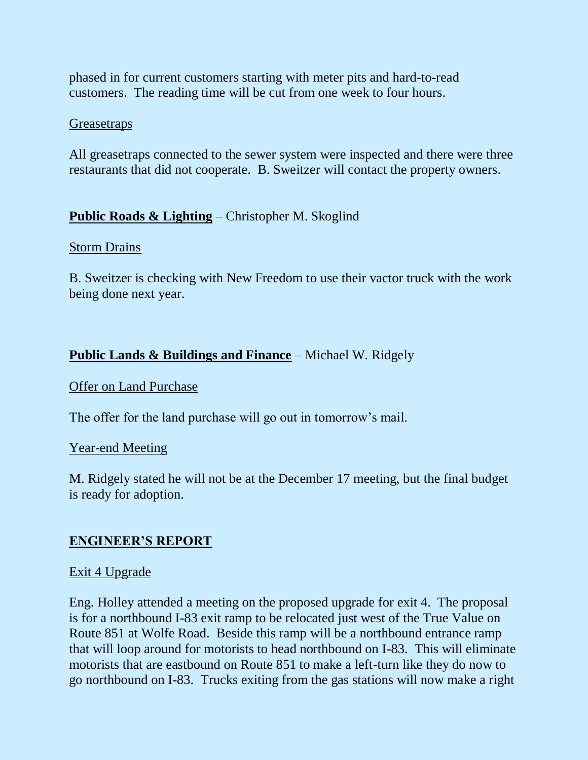phased in for current customers starting with meter pits and hard-to-read customers. The reading time will be cut from one week to four hours.

Greasetraps

All greasetraps connected to the sewer system were inspected and there were three restaurants that did not cooperate. B. Sweitzer will contact the property owners.

**Public Roads & Lighting** – Christopher M. Skoglind

Storm Drains

B. Sweitzer is checking with New Freedom to use their vactor truck with the work being done next year.

**Public Lands & Buildings and Finance** – Michael W. Ridgely

Offer on Land Purchase

The offer for the land purchase will go out in tomorrow's mail.

Year-end Meeting

M. Ridgely stated he will not be at the December 17 meeting, but the final budget is ready for adoption.

## ENGINEER'S REPORT

Exit 4 Upgrade

Eng. Holley attended a meeting on the proposed upgrade for exit 4. The proposal is for a northbound I-83 exit ramp to be relocated just west of the True Value on Route 851 at Wolfe Road. Beside this ramp will be a northbound entrance ramp that will loop around for motorists to head northbound on I-83. This will eliminate motorists that are eastbound on Route 851 to make a left-turn like they do now to go northbound on I-83. Trucks exiting from the gas stations will now make a right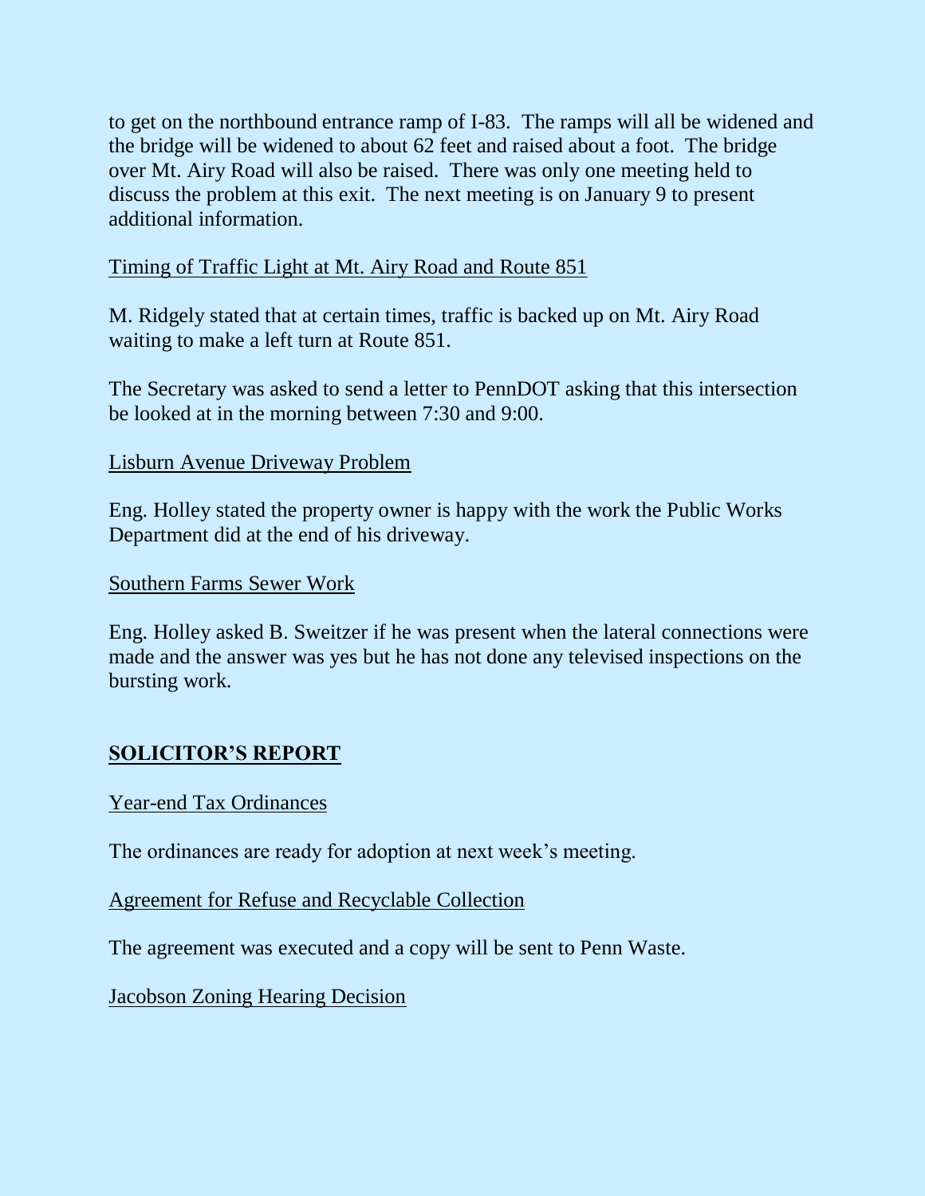to get on the northbound entrance ramp of I-83. The ramps will all be widened and the bridge will be widened to about 62 feet and raised about a foot. The bridge over Mt. Airy Road will also be raised. There was only one meeting held to discuss the problem at this exit. The next meeting is on January 9 to present additional information.

<u>Timing of Traffic Light at Mt. Airy Road and Route 851</u>

M. Ridgely stated that at certain times, traffic is backed up on Mt. Airy Road waiting to make a left turn at Route 851.

The Secretary was asked to send a letter to PennDOT asking that this intersection be looked at in the morning between 7:30 and 9:00.

<u>Lisburn Avenue Driveway Problem</u>

Eng. Holley stated the property owner is happy with the work the Public Works Department did at the end of his driveway.

<u>Southern Farms Sewer Work</u>

Eng. Holley asked B. Sweitzer if he was present when the lateral connections were made and the answer was yes but he has not done any televised inspections on the bursting work.

## **<u>SOLICITOR'S REPORT</u>**

<u>Year-end Tax Ordinances</u>

The ordinances are ready for adoption at next week's meeting.

<u>Agreement for Refuse and Recyclable Collection</u>

The agreement was executed and a copy will be sent to Penn Waste.

<u>Jacobson Zoning Hearing Decision</u>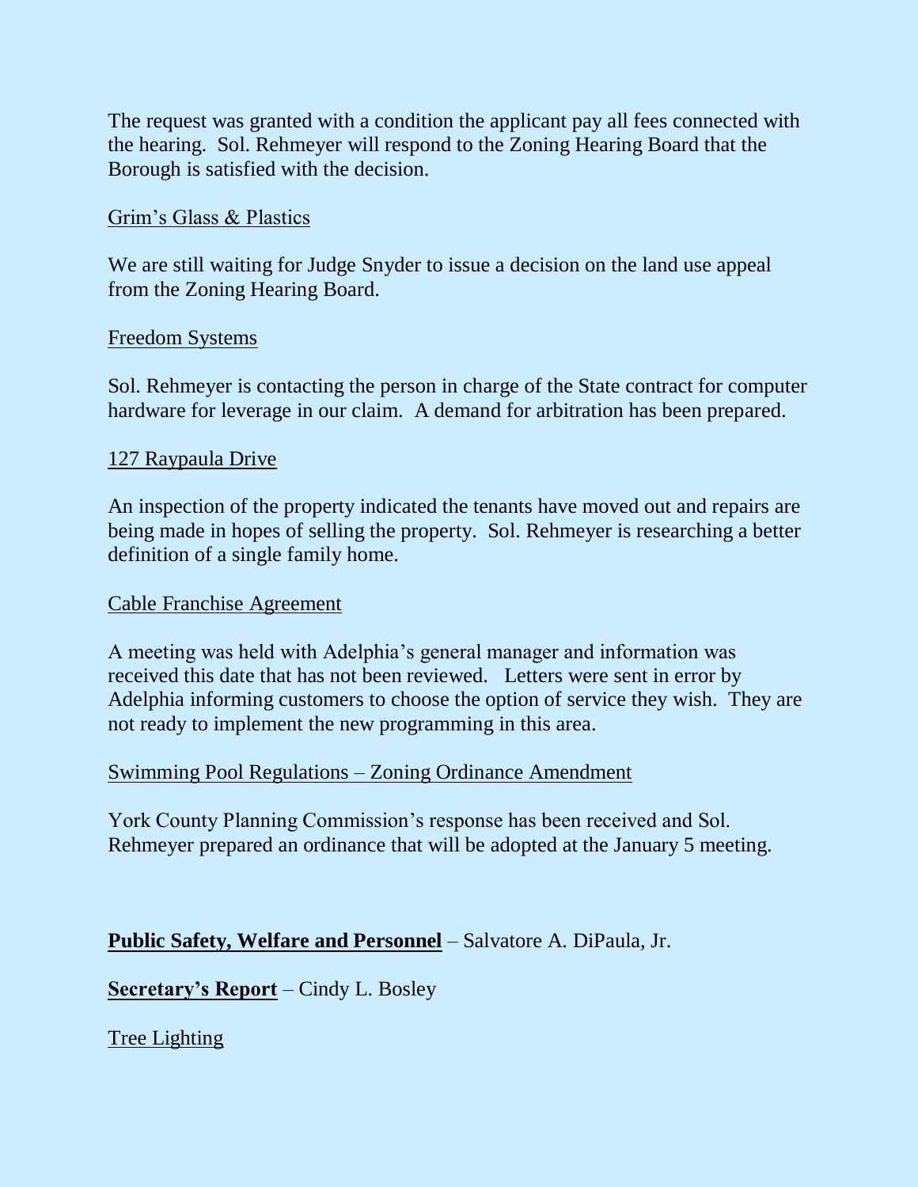The request was granted with a condition the applicant pay all fees connected with the hearing. Sol. Rehmeyer will respond to the Zoning Hearing Board that the Borough is satisfied with the decision.

Grim's Glass & Plastics

We are still waiting for Judge Snyder to issue a decision on the land use appeal from the Zoning Hearing Board.

Freedom Systems

Sol. Rehmeyer is contacting the person in charge of the State contract for computer hardware for leverage in our claim. A demand for arbitration has been prepared.

127 Raypaula Drive

An inspection of the property indicated the tenants have moved out and repairs are being made in hopes of selling the property. Sol. Rehmeyer is researching a better definition of a single family home.

Cable Franchise Agreement

A meeting was held with Adelphia's general manager and information was received this date that has not been reviewed. Letters were sent in error by Adelphia informing customers to choose the option of service they wish. They are not ready to implement the new programming in this area.

Swimming Pool Regulations – Zoning Ordinance Amendment

York County Planning Commission's response has been received and Sol. Rehmeyer prepared an ordinance that will be adopted at the January 5 meeting.

**Public Safety, Welfare and Personnel** – Salvatore A. DiPaula, Jr.

**Secretary's Report** – Cindy L. Bosley

Tree Lighting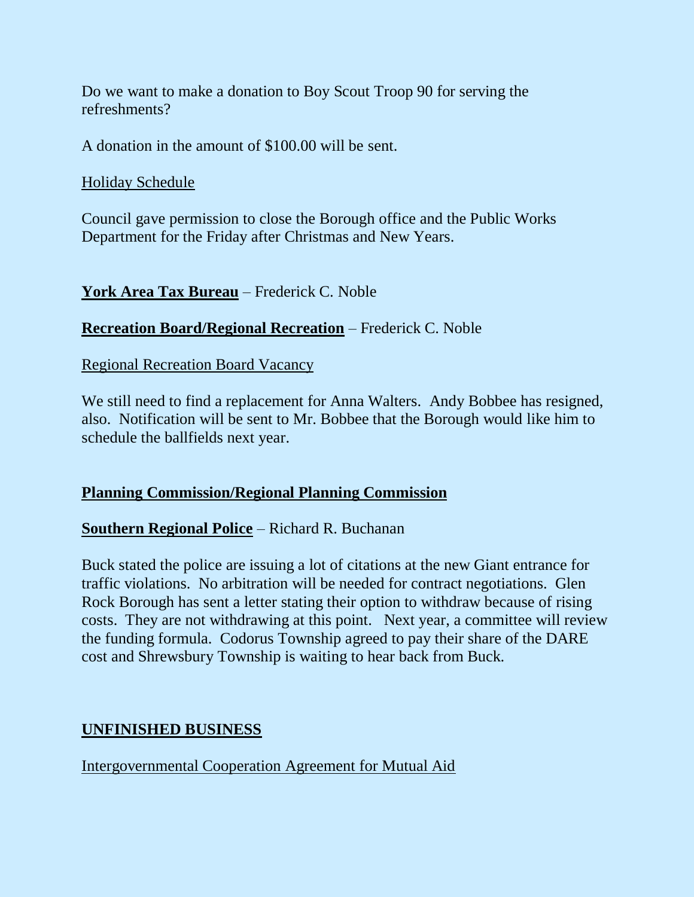Do we want to make a donation to Boy Scout Troop 90 for serving the refreshments?

A donation in the amount of $100.00 will be sent.

<u>Holiday Schedule</u>

Council gave permission to close the Borough office and the Public Works Department for the Friday after Christmas and New Years.

**<u>York Area Tax Bureau</u>** – Frederick C. Noble

**<u>Recreation Board/Regional Recreation</u>** – Frederick C. Noble

<u>Regional Recreation Board Vacancy</u>

We still need to find a replacement for Anna Walters. Andy Bobbee has resigned, also. Notification will be sent to Mr. Bobbee that the Borough would like him to schedule the ballfields next year.

**<u>Planning Commission/Regional Planning Commission</u>**

**<u>Southern Regional Police</u>** – Richard R. Buchanan

Buck stated the police are issuing a lot of citations at the new Giant entrance for traffic violations. No arbitration will be needed for contract negotiations. Glen Rock Borough has sent a letter stating their option to withdraw because of rising costs. They are not withdrawing at this point. Next year, a committee will review the funding formula. Codorus Township agreed to pay their share of the DARE cost and Shrewsbury Township is waiting to hear back from Buck.

**<u>UNFINISHED BUSINESS</u>**

<u>Intergovernmental Cooperation Agreement for Mutual Aid</u>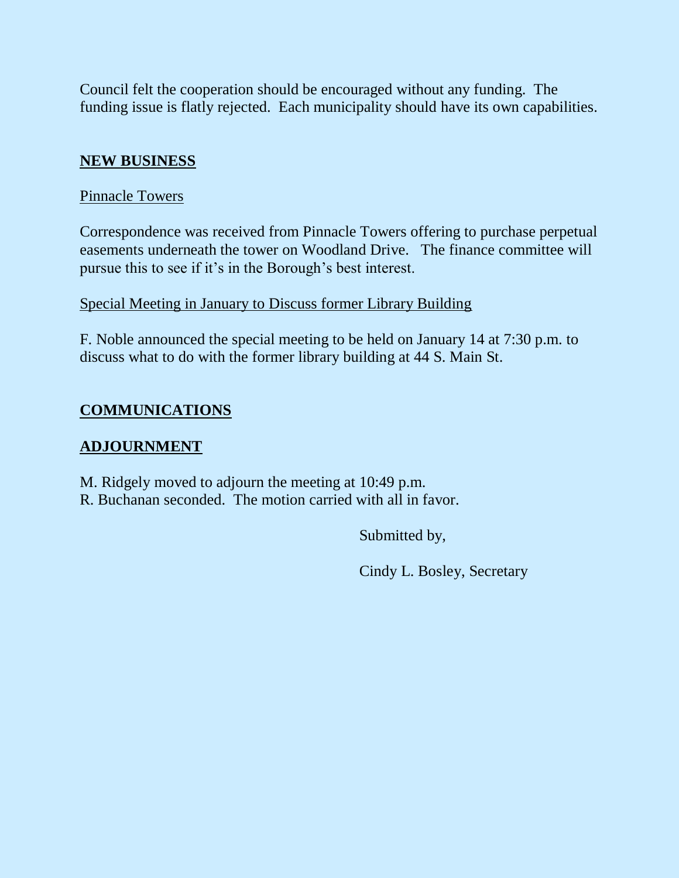Council felt the cooperation should be encouraged without any funding. The funding issue is flatly rejected. Each municipality should have its own capabilities.

## NEW BUSINESS

Pinnacle Towers

Correspondence was received from Pinnacle Towers offering to purchase perpetual easements underneath the tower on Woodland Drive. The finance committee will pursue this to see if it's in the Borough's best interest.

Special Meeting in January to Discuss former Library Building

F. Noble announced the special meeting to be held on January 14 at 7:30 p.m. to discuss what to do with the former library building at 44 S. Main St.

## COMMUNICATIONS

## ADJOURNMENT

M. Ridgely moved to adjourn the meeting at 10:49 p.m.
R. Buchanan seconded. The motion carried with all in favor.

Submitted by,

Cindy L. Bosley, Secretary